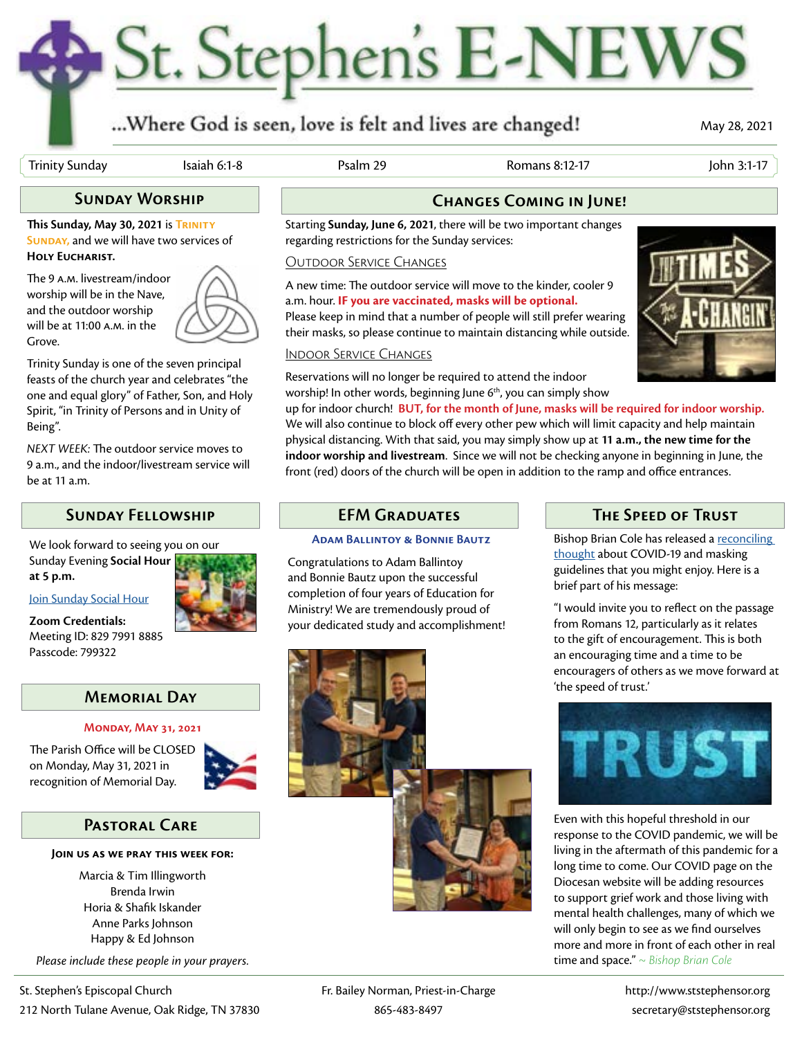# St. Stephen's E-NEWS

...Where God is seen, love is felt and lives are changed!

May 28, 2021

| Trinity Sunday | Isaiah 6:1-8 | Psalm 29 | Romans 8:12-17 | John 3:1-17 |
|---|---|---|---|---|

## Sunday Worship

**This Sunday, May 30, 2021** is **Trinity Sunday,** and we will have two services of **Holy Eucharist.**

The 9 a.m. livestream/indoor worship will be in the Nave, and the outdoor worship will be at 11:00 a.m. in the Grove.

Trinity Sunday is one of the seven principal feasts of the church year and celebrates "the one and equal glory" of Father, Son, and Holy Spirit, "in Trinity of Persons and in Unity of Being".

*NEXT WEEK:* The outdoor service moves to 9 a.m., and the indoor/livestream service will be at 11 a.m.

## Changes Coming in June!

Starting **Sunday, June 6, 2021**, there will be two important changes regarding restrictions for the Sunday services:

### Outdoor Service Changes

A new time: The outdoor service will move to the kinder, cooler 9 a.m. hour. **IF you are vaccinated, masks will be optional.** Please keep in mind that a number of people will still prefer wearing their masks, so please continue to maintain distancing while outside.

### Indoor Service Changes

Reservations will no longer be required to attend the indoor worship! In other words, beginning June 6th, you can simply show up for indoor church! **BUT, for the month of June, masks will be required for indoor worship.** We will also continue to block off every other pew which will limit capacity and help maintain physical distancing. With that said, you may simply show up at **11 a.m., the new time for the indoor worship and livestream**. Since we will not be checking anyone in beginning in June, the front (red) doors of the church will be open in addition to the ramp and office entrances.

## Sunday Fellowship

We look forward to seeing you on our Sunday Evening **Social Hour at 5 p.m.**

Join Sunday Social Hour

**Zoom Credentials:**
Meeting ID: 829 7991 8885
Passcode: 799322

## Memorial Day

**Monday, May 31, 2021**

The Parish Office will be CLOSED on Monday, May 31, 2021 in recognition of Memorial Day.

## Pastoral Care

**Join us as we pray this week for:**

Marcia & Tim Illingworth
Brenda Irwin
Horia & Shafik Iskander
Anne Parks Johnson
Happy & Ed Johnson

*Please include these people in your prayers.*

## EFM Graduates

**Adam Ballintoy & Bonnie Bautz**

Congratulations to Adam Ballintoy and Bonnie Bautz upon the successful completion of four years of Education for Ministry! We are tremendously proud of your dedicated study and accomplishment!

## The Speed of Trust

Bishop Brian Cole has released a reconciling thought about COVID-19 and masking guidelines that you might enjoy. Here is a brief part of his message:

"I would invite you to reflect on the passage from Romans 12, particularly as it relates to the gift of encouragement. This is both an encouraging time and a time to be encouragers of others as we move forward at 'the speed of trust.'

Even with this hopeful threshold in our response to the COVID pandemic, we will be living in the aftermath of this pandemic for a long time to come. Our COVID page on the Diocesan website will be adding resources to support grief work and those living with mental health challenges, many of which we will only begin to see as we find ourselves more and more in front of each other in real time and space." *~ Bishop Brian Cole*

St. Stephen's Episcopal Church
212 North Tulane Avenue, Oak Ridge, TN 37830

Fr. Bailey Norman, Priest-in-Charge
865-483-8497

http://www.ststephensor.org
secretary@ststephensor.org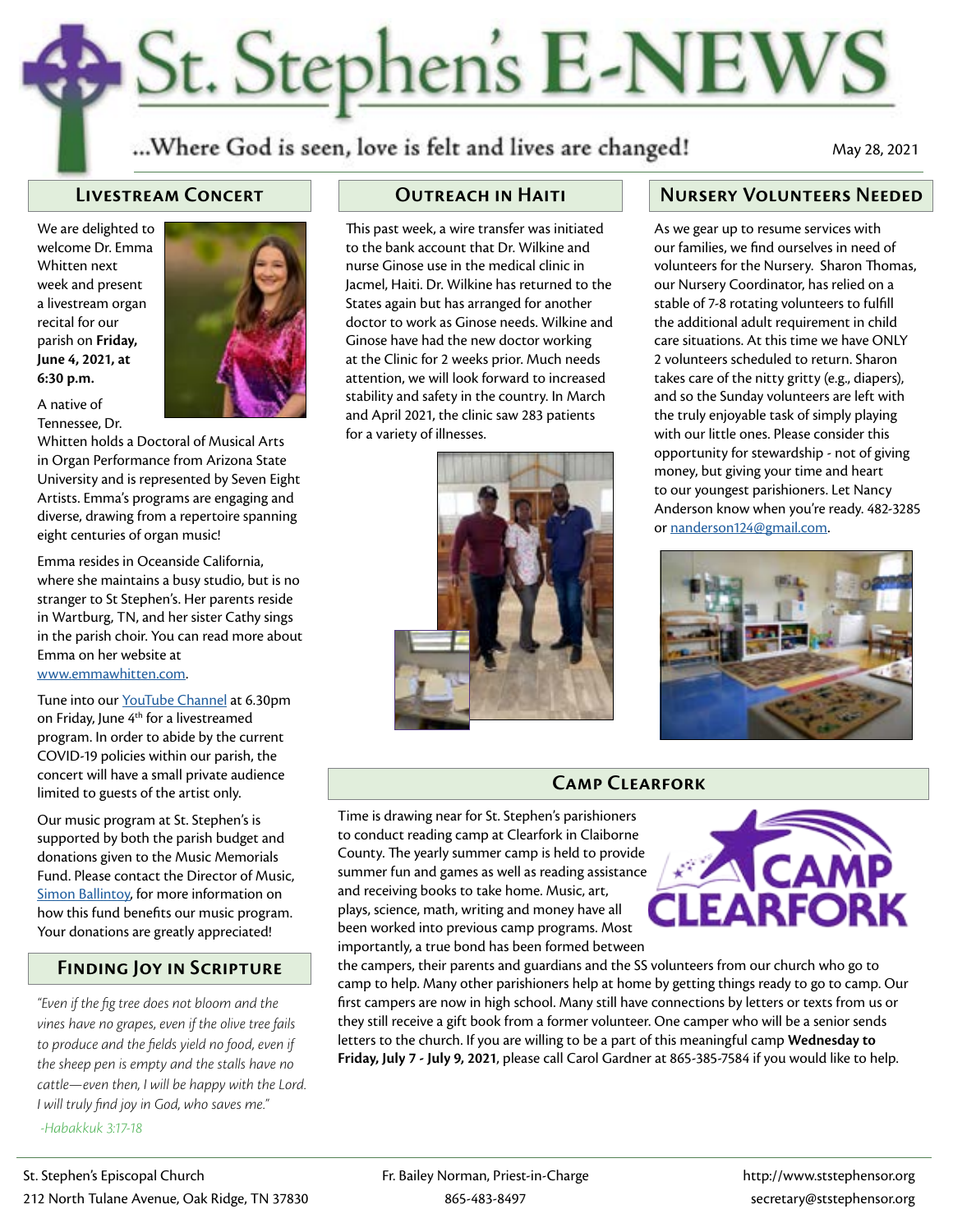# St. Stephen's E-NEWS

...Where God is seen, love is felt and lives are changed!

May 28, 2021

## Livestream Concert

We are delighted to welcome Dr. Emma Whitten next week and present a livestream organ recital for our parish on **Friday, June 4, 2021, at 6:30 p.m.**

A native of Tennessee, Dr. Whitten holds a Doctoral of Musical Arts in Organ Performance from Arizona State University and is represented by Seven Eight Artists. Emma's programs are engaging and diverse, drawing from a repertoire spanning eight centuries of organ music!

Emma resides in Oceanside California, where she maintains a busy studio, but is no stranger to St Stephen's. Her parents reside in Wartburg, TN, and her sister Cathy sings in the parish choir. You can read more about Emma on her website at www.emmawhitten.com.

Tune into our YouTube Channel at 6.30pm on Friday, June 4th for a livestreamed program. In order to abide by the current COVID-19 policies within our parish, the concert will have a small private audience limited to guests of the artist only.

Our music program at St. Stephen's is supported by both the parish budget and donations given to the Music Memorials Fund. Please contact the Director of Music, Simon Ballintoy, for more information on how this fund benefits our music program. Your donations are greatly appreciated!

## Finding Joy in Scripture

*"Even if the fig tree does not bloom and the vines have no grapes, even if the olive tree fails to produce and the fields yield no food, even if the sheep pen is empty and the stalls have no cattle—even then, I will be happy with the Lord. I will truly find joy in God, who saves me."*

*-Habakkuk 3:17-18*

## Outreach in Haiti

This past week, a wire transfer was initiated to the bank account that Dr. Wilkine and nurse Ginose use in the medical clinic in Jacmel, Haiti. Dr. Wilkine has returned to the States again but has arranged for another doctor to work as Ginose needs. Wilkine and Ginose have had the new doctor working at the Clinic for 2 weeks prior. Much needs attention, we will look forward to increased stability and safety in the country. In March and April 2021, the clinic saw 283 patients for a variety of illnesses.

## Nursery Volunteers Needed

As we gear up to resume services with our families, we find ourselves in need of volunteers for the Nursery. Sharon Thomas, our Nursery Coordinator, has relied on a stable of 7-8 rotating volunteers to fulfill the additional adult requirement in child care situations. At this time we have ONLY 2 volunteers scheduled to return. Sharon takes care of the nitty gritty (e.g., diapers), and so the Sunday volunteers are left with the truly enjoyable task of simply playing with our little ones. Please consider this opportunity for stewardship - not of giving money, but giving your time and heart to our youngest parishioners. Let Nancy Anderson know when you're ready. 482-3285 or nanderson124@gmail.com.

## Camp Clearfork

Time is drawing near for St. Stephen's parishioners to conduct reading camp at Clearfork in Claiborne County. The yearly summer camp is held to provide summer fun and games as well as reading assistance and receiving books to take home. Music, art, plays, science, math, writing and money have all been worked into previous camp programs. Most importantly, a true bond has been formed between the campers, their parents and guardians and the SS volunteers from our church who go to camp to help. Many other parishioners help at home by getting things ready to go to camp. Our first campers are now in high school. Many still have connections by letters or texts from us or they still receive a gift book from a former volunteer. One camper who will be a senior sends letters to the church. If you are willing to be a part of this meaningful camp **Wednesday to Friday, July 7 - July 9, 2021**, please call Carol Gardner at 865-385-7584 if you would like to help.

St. Stephen's Episcopal Church
212 North Tulane Avenue, Oak Ridge, TN 37830

Fr. Bailey Norman, Priest-in-Charge
865-483-8497

http://www.ststephensor.org
secretary@ststephensor.org